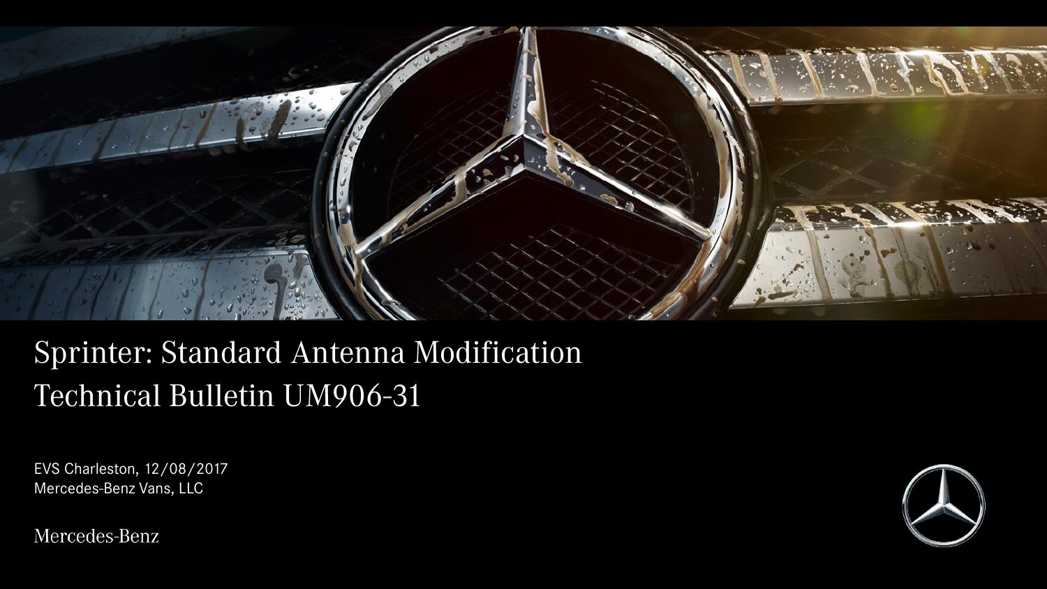# Sprinter: Standard Antenna Modification
# Technical Bulletin UM906-31

EVS Charleston, 12/08/2017
Mercedes-Benz Vans, LLC

Mercedes-Benz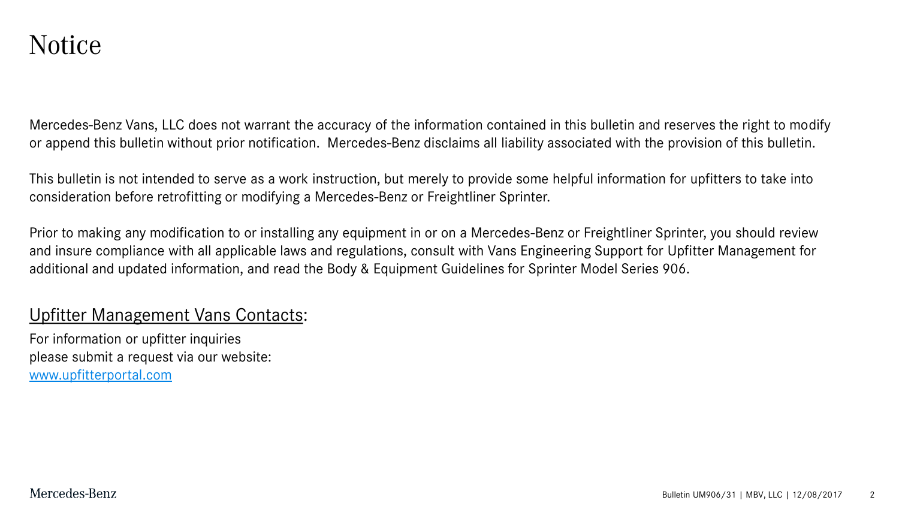# Notice

Mercedes-Benz Vans, LLC does not warrant the accuracy of the information contained in this bulletin and reserves the right to modify or append this bulletin without prior notification.  Mercedes-Benz disclaims all liability associated with the provision of this bulletin.

This bulletin is not intended to serve as a work instruction, but merely to provide some helpful information for upfitters to take into consideration before retrofitting or modifying a Mercedes-Benz or Freightliner Sprinter.

Prior to making any modification to or installing any equipment in or on a Mercedes-Benz or Freightliner Sprinter, you should review and insure compliance with all applicable laws and regulations, consult with Vans Engineering Support for Upfitter Management for additional and updated information, and read the Body & Equipment Guidelines for Sprinter Model Series 906.

Upfitter Management Vans Contacts:

For information or upfitter inquiries
please submit a request via our website:
www.upfitterportal.com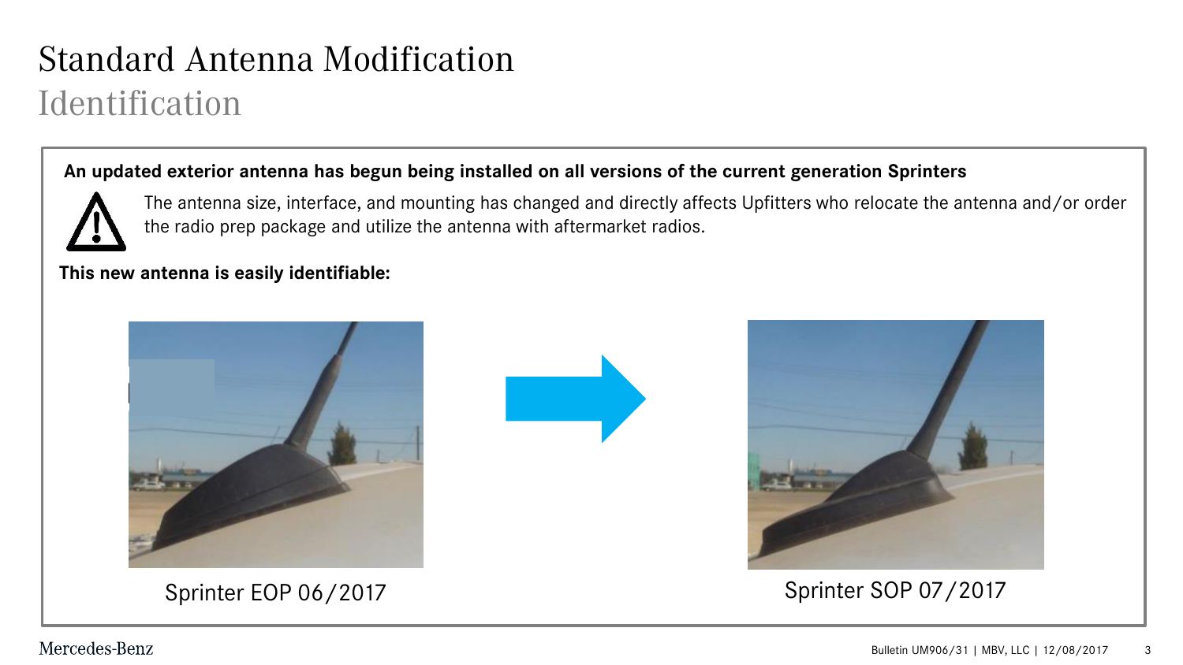# Standard Antenna Modification

## Identification

**An updated exterior antenna has begun being installed on all versions of the current generation Sprinters**

⚠ The antenna size, interface, and mounting has changed and directly affects Upfitters who relocate the antenna and/or order the radio prep package and utilize the antenna with aftermarket radios.

**This new antenna is easily identifiable:**

Sprinter EOP 06/2017

Sprinter SOP 07/2017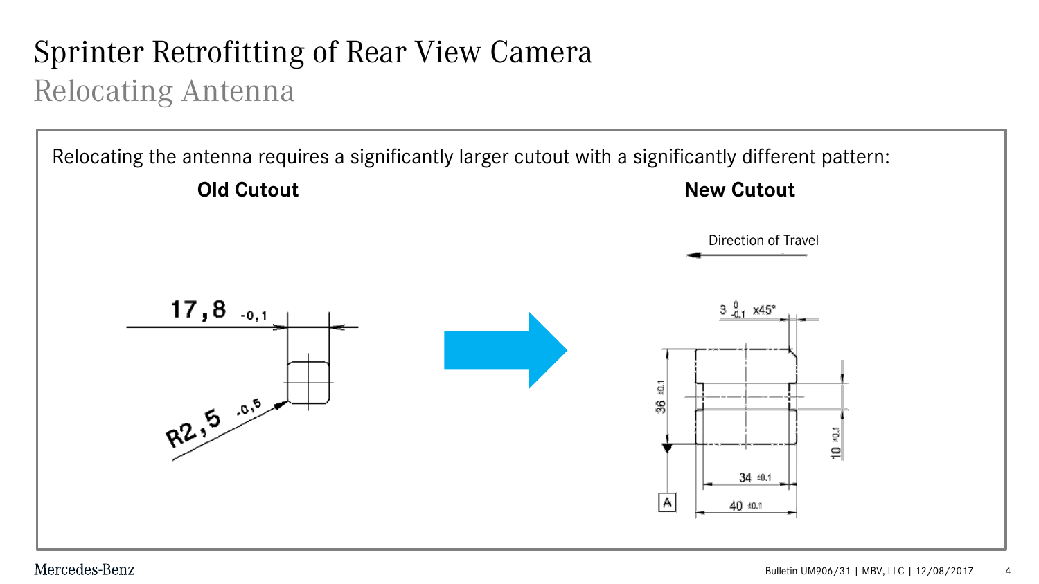# Sprinter Retrofitting of Rear View Camera

## Relocating Antenna

Relocating the antenna requires a significantly larger cutout with a significantly different pattern:

**Old Cutout**

$17{,}8_{-0{,}1}$

$R2{,}5_{-0{,}5}$

**New Cutout**

Direction of Travel

$3^{\,0}_{-0.1}$ x45°

$36 \pm0.1$

$10 \pm0.1$

$34 \pm0.1$

$40 \pm0.1$

A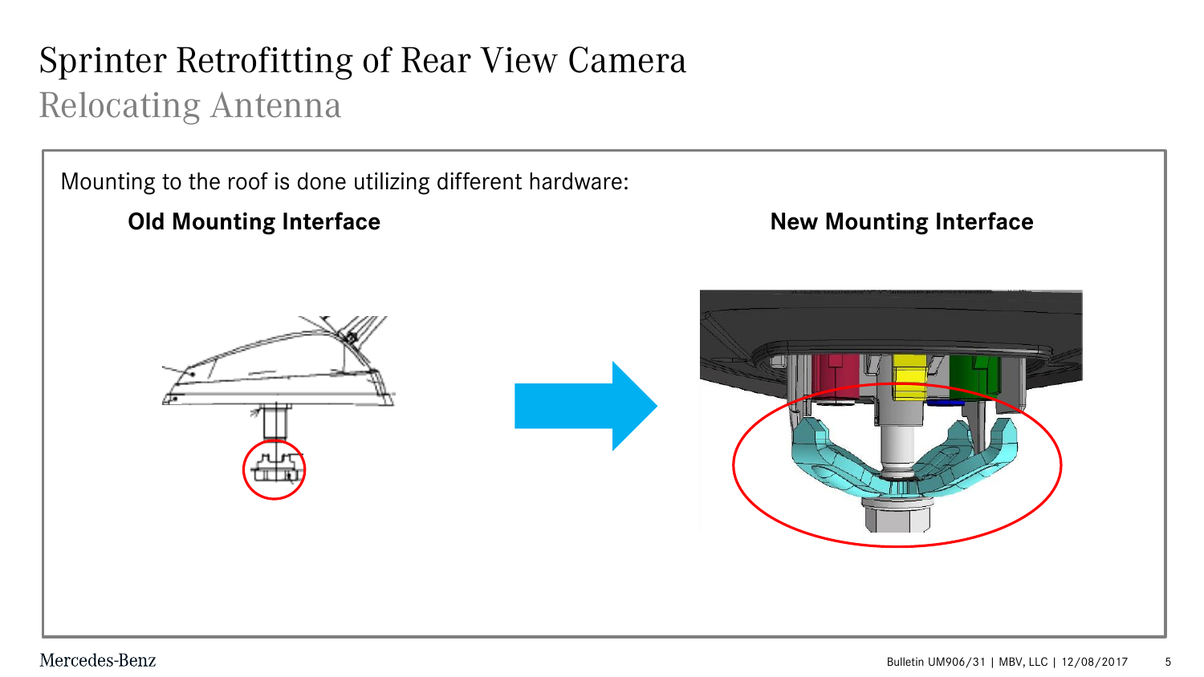# Sprinter Retrofitting of Rear View Camera

## Relocating Antenna

Mounting to the roof is done utilizing different hardware:

**Old Mounting Interface**

**New Mounting Interface**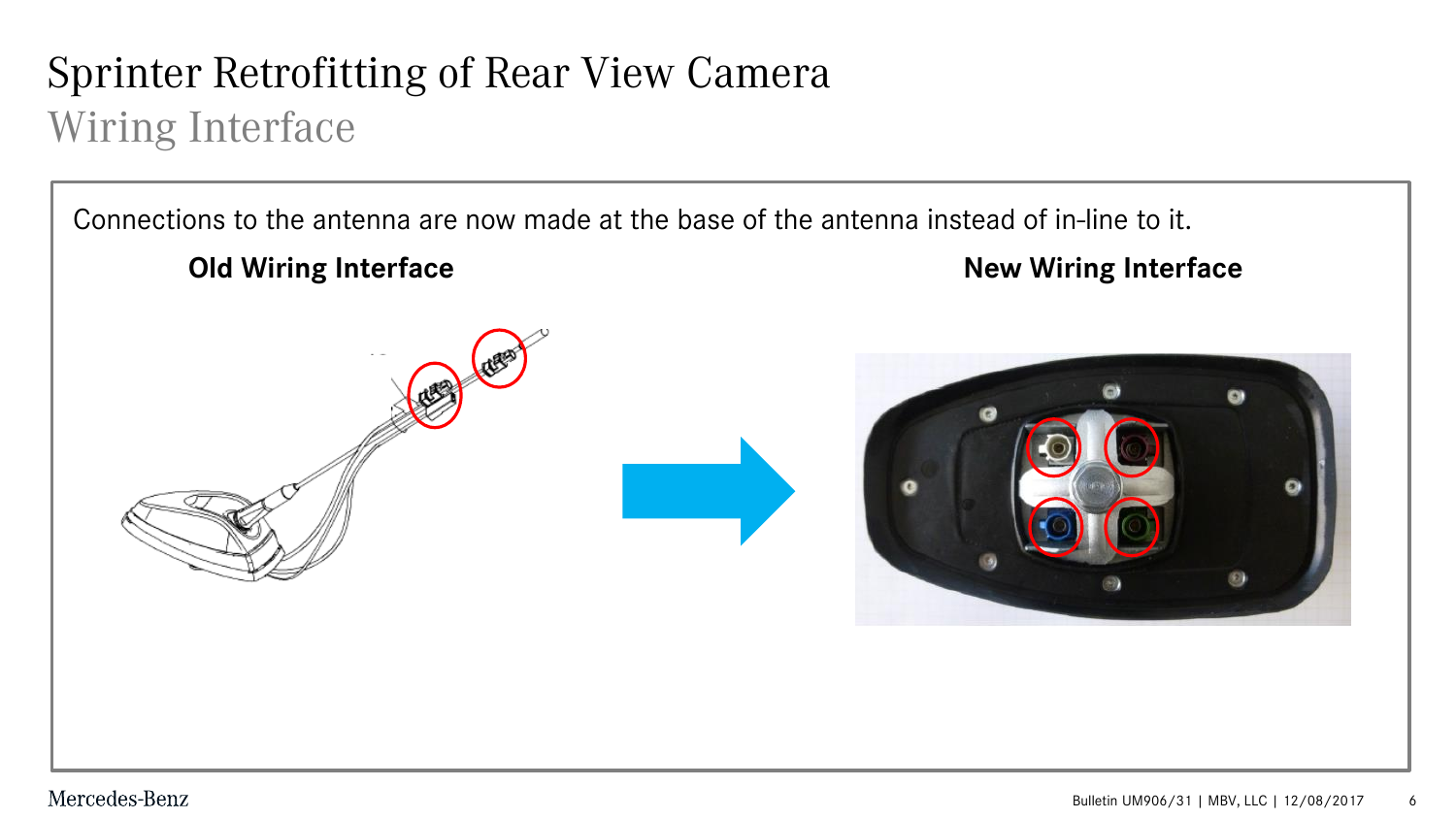# Sprinter Retrofitting of Rear View Camera

## Wiring Interface

Connections to the antenna are now made at the base of the antenna instead of in-line to it.

**Old Wiring Interface**

**New Wiring Interface**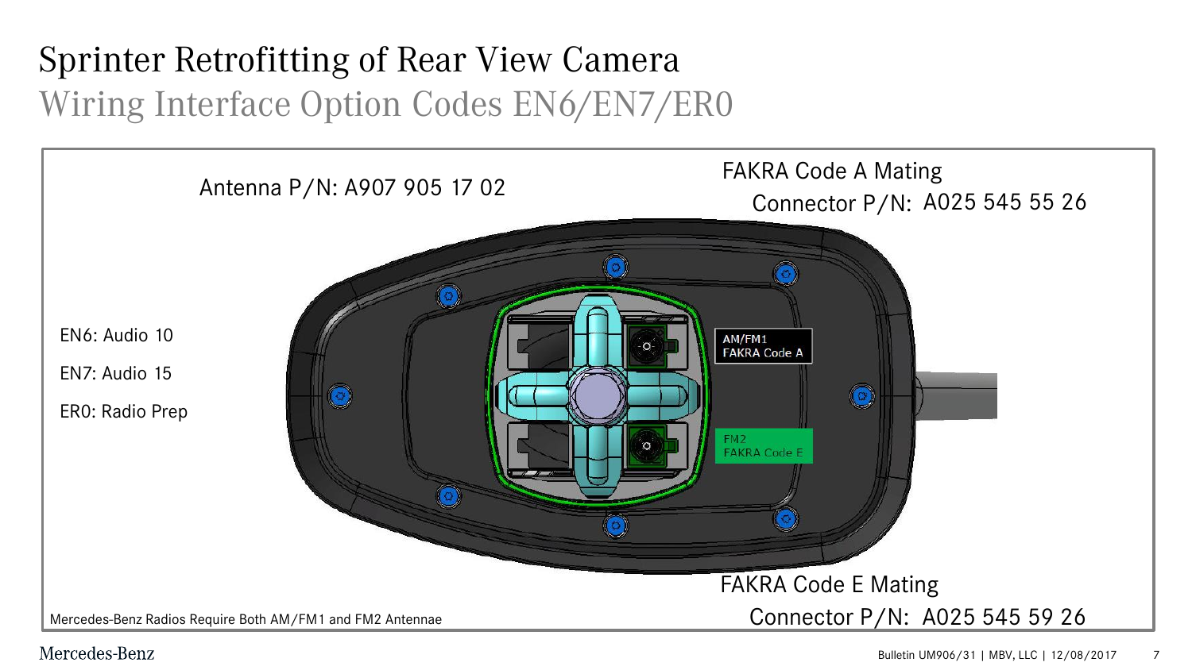# Sprinter Retrofitting of Rear View Camera

## Wiring Interface Option Codes EN6/EN7/ER0

Antenna P/N: A907 905 17 02

FAKRA Code A Mating Connector P/N: A025 545 55 26

EN6: Audio 10

EN7: Audio 15

ER0: Radio Prep

AM/FM1 FAKRA Code A

FM2 FAKRA Code E

FAKRA Code E Mating Connector P/N: A025 545 59 26

Mercedes-Benz Radios Require Both AM/FM1 and FM2 Antennae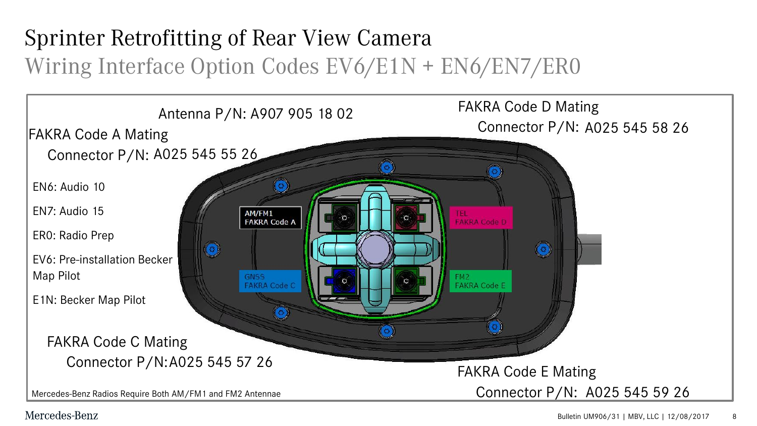# Sprinter Retrofitting of Rear View Camera

## Wiring Interface Option Codes EV6/E1N + EN6/EN7/ER0

Antenna P/N: A907 905 18 02

FAKRA Code A Mating Connector P/N: A025 545 55 26

FAKRA Code D Mating Connector P/N: A025 545 58 26

EN6: Audio 10

EN7: Audio 15

ER0: Radio Prep

EV6: Pre-installation Becker Map Pilot

E1N: Becker Map Pilot

AM/FM1
FAKRA Code A

TEL
FAKRA Code D

GNSS
FAKRA Code C

FM2
FAKRA Code E

FAKRA Code C Mating Connector P/N: A025 545 57 26

FAKRA Code E Mating Connector P/N: A025 545 59 26

Mercedes-Benz Radios Require Both AM/FM1 and FM2 Antennae